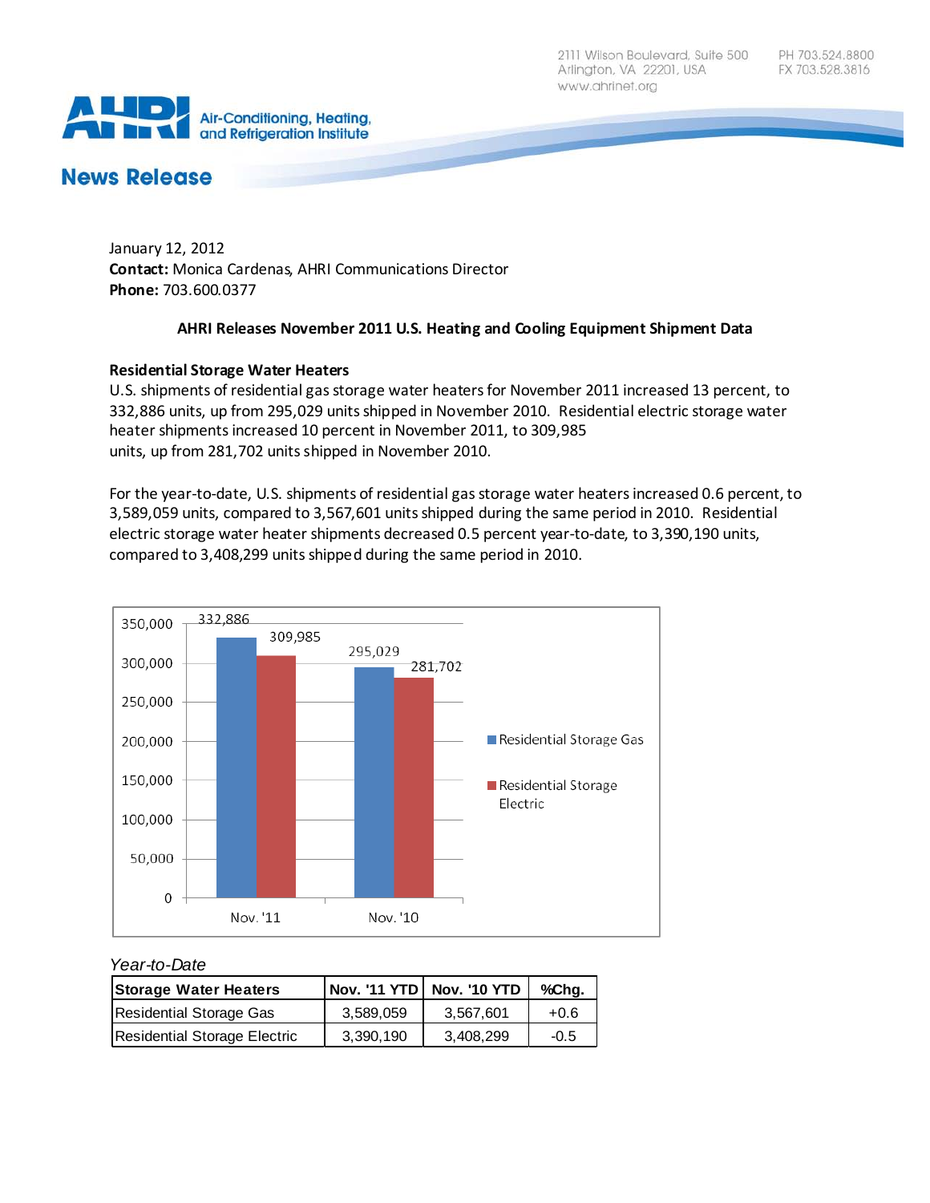2111 Wilson Boulevard, Suite 500
Arlington, VA 22201, USA
www.ahrinet.org

PH 703.524.8800
FX 703.528.3816

AHRI Air-Conditioning, Heating, and Refrigeration Institute

## News Release

January 12, 2012
**Contact:** Monica Cardenas, AHRI Communications Director
**Phone:** 703.600.0377

**AHRI Releases November 2011 U.S. Heating and Cooling Equipment Shipment Data**

**Residential Storage Water Heaters**
U.S. shipments of residential gas storage water heaters for November 2011 increased 13 percent, to 332,886 units, up from 295,029 units shipped in November 2010. Residential electric storage water heater shipments increased 10 percent in November 2011, to 309,985 units, up from 281,702 units shipped in November 2010.

For the year-to-date, U.S. shipments of residential gas storage water heaters increased 0.6 percent, to 3,589,059 units, compared to 3,567,601 units shipped during the same period in 2010. Residential electric storage water heater shipments decreased 0.5 percent year-to-date, to 3,390,190 units, compared to 3,408,299 units shipped during the same period in 2010.

| | Residential Storage Gas | Residential Storage Electric |
|---|---|---|
| Nov. '11 | 332,886 | 309,985 |
| Nov. '10 | 295,029 | 281,702 |

*Year-to-Date*

| Storage Water Heaters | Nov. '11 YTD | Nov. '10 YTD | %Chg. |
|---|---|---|---|
| Residential Storage Gas | 3,589,059 | 3,567,601 | +0.6 |
| Residential Storage Electric | 3,390,190 | 3,408,299 | -0.5 |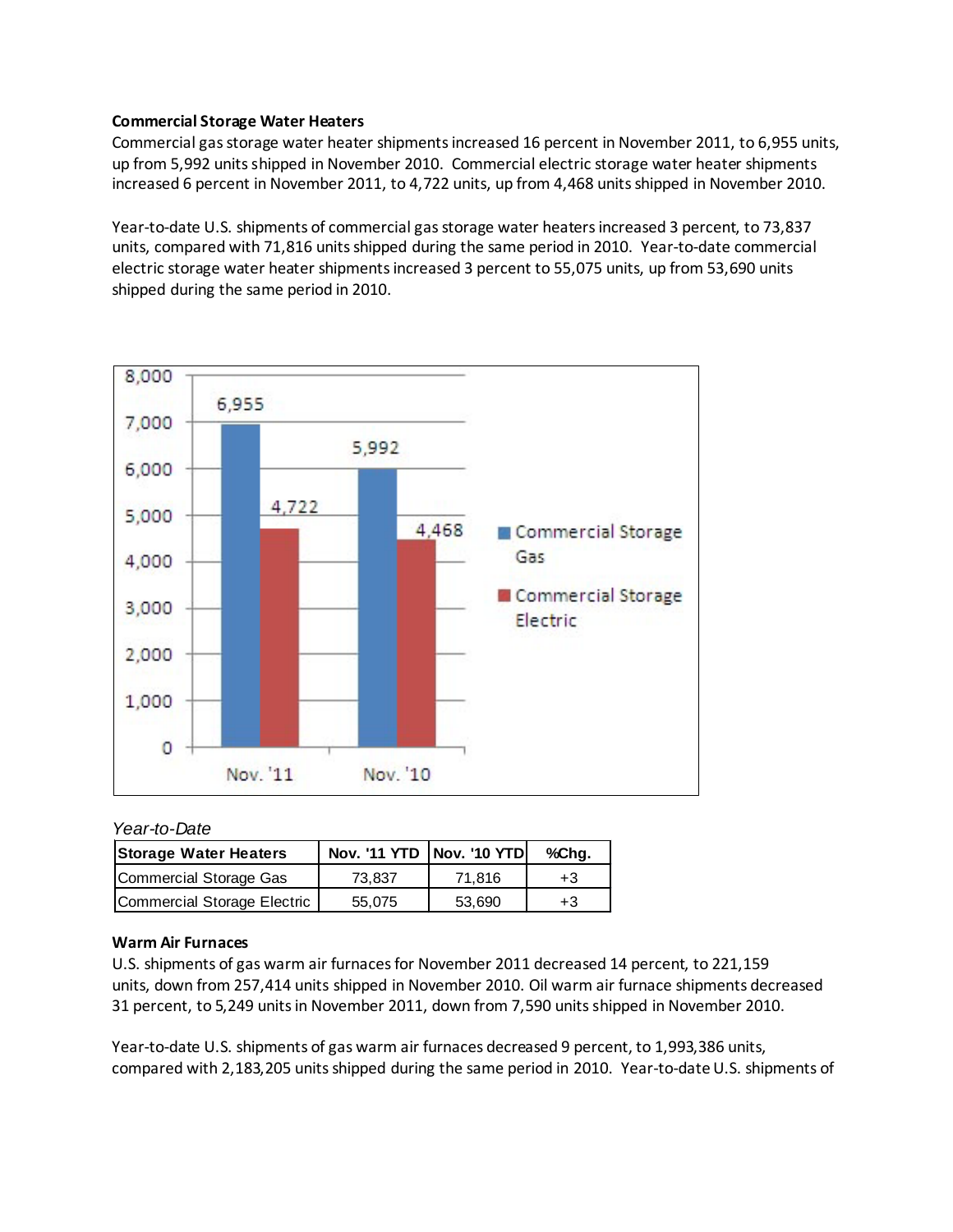### Commercial Storage Water Heaters

Commercial gas storage water heater shipments increased 16 percent in November 2011, to 6,955 units, up from 5,992 units shipped in November 2010. Commercial electric storage water heater shipments increased 6 percent in November 2011, to 4,722 units, up from 4,468 units shipped in November 2010.

Year-to-date U.S. shipments of commercial gas storage water heaters increased 3 percent, to 73,837 units, compared with 71,816 units shipped during the same period in 2010. Year-to-date commercial electric storage water heater shipments increased 3 percent to 55,075 units, up from 53,690 units shipped during the same period in 2010.

| | Commercial Storage Gas | Commercial Storage Electric |
|---|---|---|
| Nov. '11 | 6,955 | 4,722 |
| Nov. '10 | 5,992 | 4,468 |

*Year-to-Date*

| Storage Water Heaters | Nov. '11 YTD | Nov. '10 YTD | %Chg. |
|---|---|---|---|
| Commercial Storage Gas | 73,837 | 71,816 | +3 |
| Commercial Storage Electric | 55,075 | 53,690 | +3 |

### Warm Air Furnaces

U.S. shipments of gas warm air furnaces for November 2011 decreased 14 percent, to 221,159 units, down from 257,414 units shipped in November 2010. Oil warm air furnace shipments decreased 31 percent, to 5,249 units in November 2011, down from 7,590 units shipped in November 2010.

Year-to-date U.S. shipments of gas warm air furnaces decreased 9 percent, to 1,993,386 units, compared with 2,183,205 units shipped during the same period in 2010. Year-to-date U.S. shipments of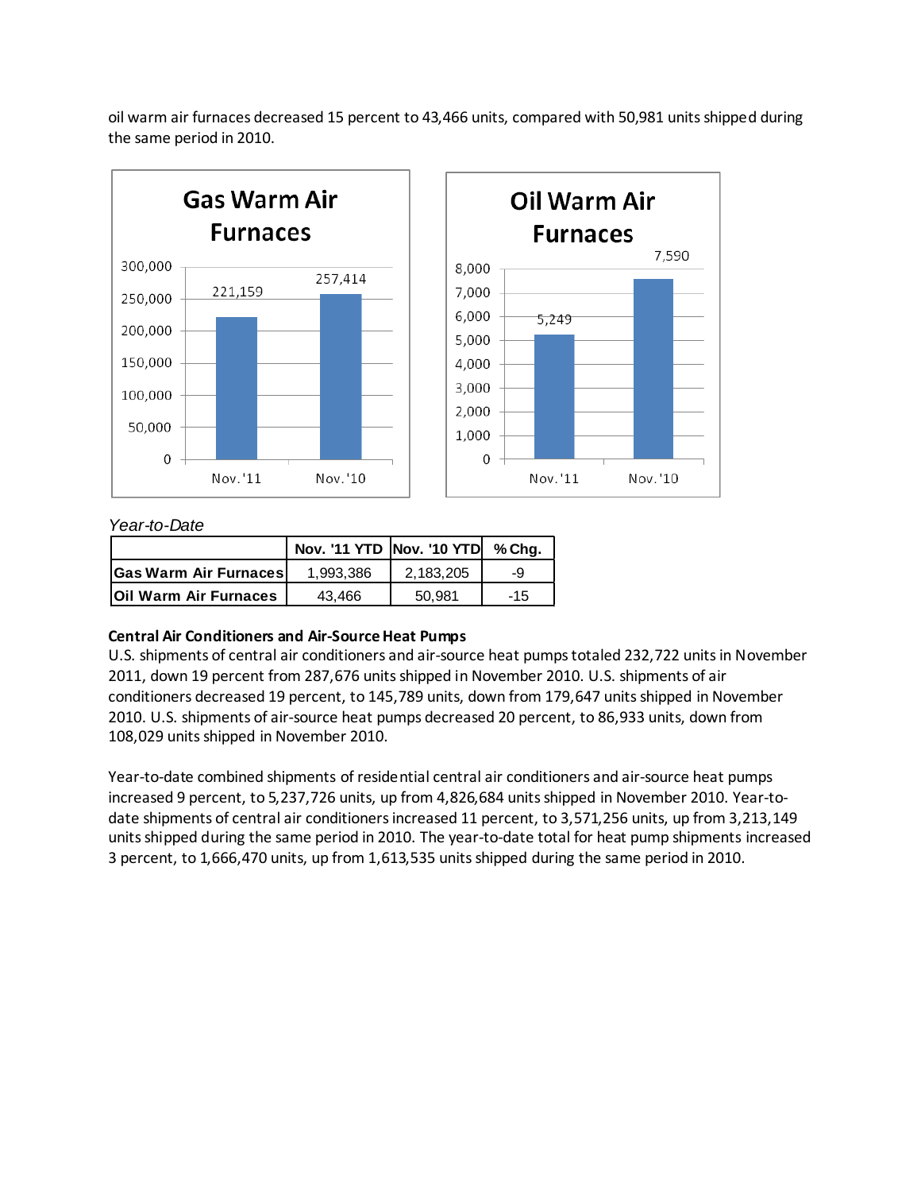oil warm air furnaces decreased 15 percent to 43,466 units, compared with 50,981 units shipped during the same period in 2010.

**Gas Warm Air Furnaces**

| | Nov. '11 | Nov. '10 |
|---|---|---|
| Gas Warm Air Furnaces | 221,159 | 257,414 |

**Oil Warm Air Furnaces**

| | Nov. '11 | Nov. '10 |
|---|---|---|
| Oil Warm Air Furnaces | 5,249 | 7,590 |

*Year-to-Date*

| | Nov. '11 YTD | Nov. '10 YTD | % Chg. |
|---|---|---|---|
| **Gas Warm Air Furnaces** | 1,993,386 | 2,183,205 | -9 |
| **Oil Warm Air Furnaces** | 43,466 | 50,981 | -15 |

**Central Air Conditioners and Air-Source Heat Pumps**

U.S. shipments of central air conditioners and air-source heat pumps totaled 232,722 units in November 2011, down 19 percent from 287,676 units shipped in November 2010. U.S. shipments of air conditioners decreased 19 percent, to 145,789 units, down from 179,647 units shipped in November 2010. U.S. shipments of air-source heat pumps decreased 20 percent, to 86,933 units, down from 108,029 units shipped in November 2010.

Year-to-date combined shipments of residential central air conditioners and air-source heat pumps increased 9 percent, to 5,237,726 units, up from 4,826,684 units shipped in November 2010. Year-to-date shipments of central air conditioners increased 11 percent, to 3,571,256 units, up from 3,213,149 units shipped during the same period in 2010. The year-to-date total for heat pump shipments increased 3 percent, to 1,666,470 units, up from 1,613,535 units shipped during the same period in 2010.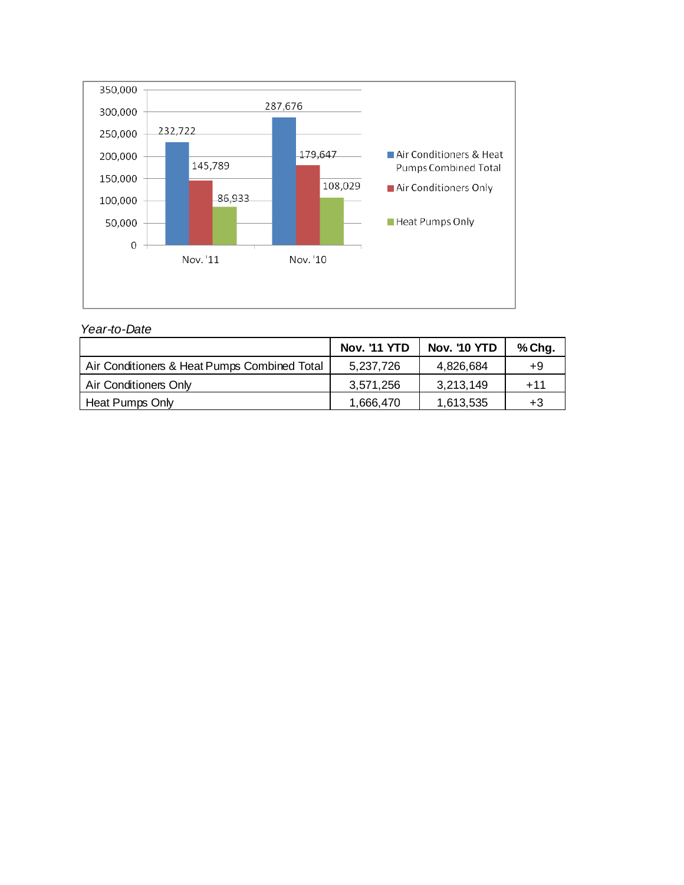| | Nov. '11 | Nov. '10 |
|---|---|---|
| Air Conditioners & Heat Pumps Combined Total | 232,722 | 287,676 |
| Air Conditioners Only | 145,789 | 179,647 |
| Heat Pumps Only | 86,933 | 108,029 |

*Year-to-Date*

| | Nov. '11 YTD | Nov. '10 YTD | % Chg. |
|---|---|---|---|
| Air Conditioners & Heat Pumps Combined Total | 5,237,726 | 4,826,684 | +9 |
| Air Conditioners Only | 3,571,256 | 3,213,149 | +11 |
| Heat Pumps Only | 1,666,470 | 1,613,535 | +3 |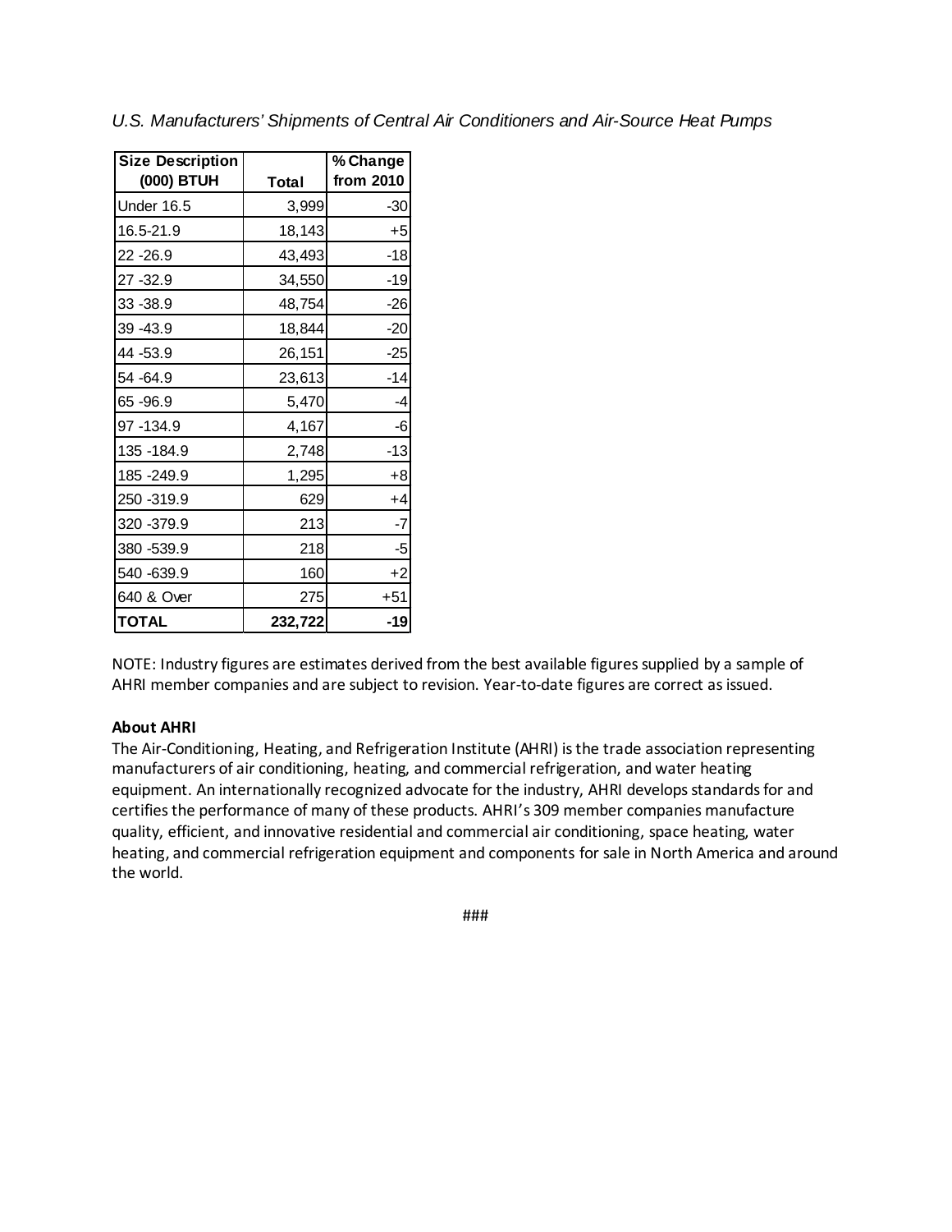*U.S. Manufacturers' Shipments of Central Air Conditioners and Air-Source Heat Pumps*

| Size Description (000) BTUH | Total | % Change from 2010 |
|---|---|---|
| Under 16.5 | 3,999 | -30 |
| 16.5-21.9 | 18,143 | +5 |
| 22 -26.9 | 43,493 | -18 |
| 27 -32.9 | 34,550 | -19 |
| 33 -38.9 | 48,754 | -26 |
| 39 -43.9 | 18,844 | -20 |
| 44 -53.9 | 26,151 | -25 |
| 54 -64.9 | 23,613 | -14 |
| 65 -96.9 | 5,470 | -4 |
| 97 -134.9 | 4,167 | -6 |
| 135 -184.9 | 2,748 | -13 |
| 185 -249.9 | 1,295 | +8 |
| 250 -319.9 | 629 | +4 |
| 320 -379.9 | 213 | -7 |
| 380 -539.9 | 218 | -5 |
| 540 -639.9 | 160 | +2 |
| 640 & Over | 275 | +51 |
| **TOTAL** | **232,722** | **-19** |

NOTE: Industry figures are estimates derived from the best available figures supplied by a sample of AHRI member companies and are subject to revision. Year-to-date figures are correct as issued.

**About AHRI**

The Air-Conditioning, Heating, and Refrigeration Institute (AHRI) is the trade association representing manufacturers of air conditioning, heating, and commercial refrigeration, and water heating equipment. An internationally recognized advocate for the industry, AHRI develops standards for and certifies the performance of many of these products. AHRI's 309 member companies manufacture quality, efficient, and innovative residential and commercial air conditioning, space heating, water heating, and commercial refrigeration equipment and components for sale in North America and around the world.

###